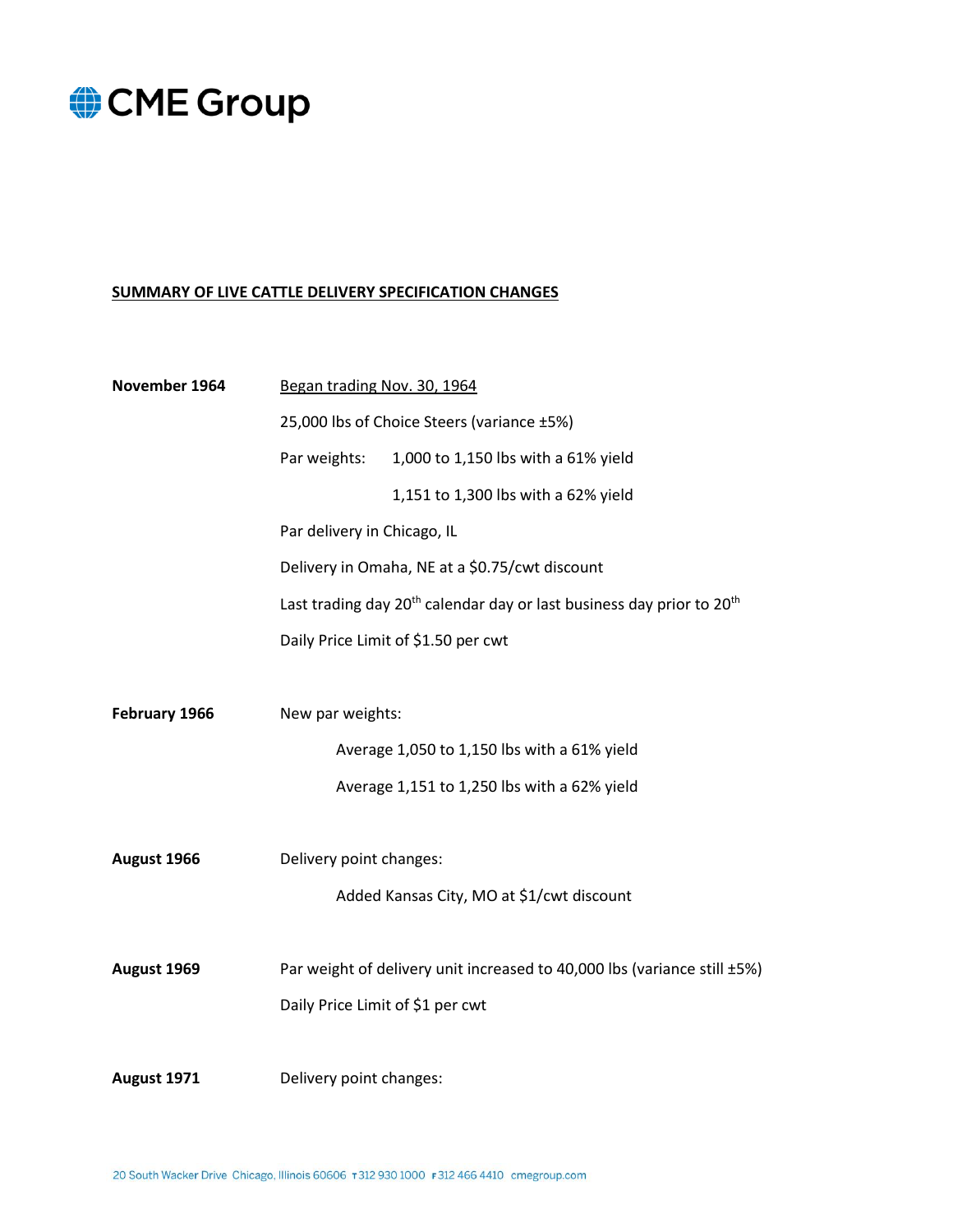## SUMMARY OF LIVE CATTLE DELIVERY SPECIFICATION CHANGES

**November 1964**

Began trading Nov. 30, 1964

25,000 lbs of Choice Steers (variance ±5%)

Par weights: 1,000 to 1,150 lbs with a 61% yield

1,151 to 1,300 lbs with a 62% yield

Par delivery in Chicago, IL

Delivery in Omaha, NE at a $0.75/cwt discount

Last trading day 20th calendar day or last business day prior to 20th

Daily Price Limit of $1.50 per cwt

**February 1966**

New par weights:

Average 1,050 to 1,150 lbs with a 61% yield

Average 1,151 to 1,250 lbs with a 62% yield

**August 1966**

Delivery point changes:

Added Kansas City, MO at $1/cwt discount

**August 1969**

Par weight of delivery unit increased to 40,000 lbs (variance still ±5%)

Daily Price Limit of $1 per cwt

**August 1971**

Delivery point changes: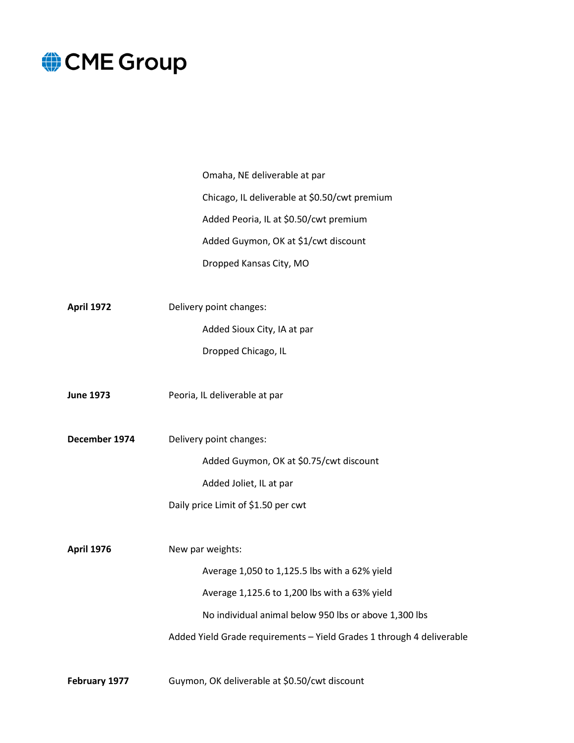Omaha, NE deliverable at par

Chicago, IL deliverable at $0.50/cwt premium

Added Peoria, IL at $0.50/cwt premium

Added Guymon, OK at $1/cwt discount

Dropped Kansas City, MO

**April 1972** Delivery point changes:

Added Sioux City, IA at par

Dropped Chicago, IL

**June 1973** Peoria, IL deliverable at par

**December 1974** Delivery point changes:

Added Guymon, OK at $0.75/cwt discount

Added Joliet, IL at par

Daily price Limit of $1.50 per cwt

**April 1976** New par weights:

Average 1,050 to 1,125.5 lbs with a 62% yield

Average 1,125.6 to 1,200 lbs with a 63% yield

No individual animal below 950 lbs or above 1,300 lbs

Added Yield Grade requirements – Yield Grades 1 through 4 deliverable

**February 1977** Guymon, OK deliverable at $0.50/cwt discount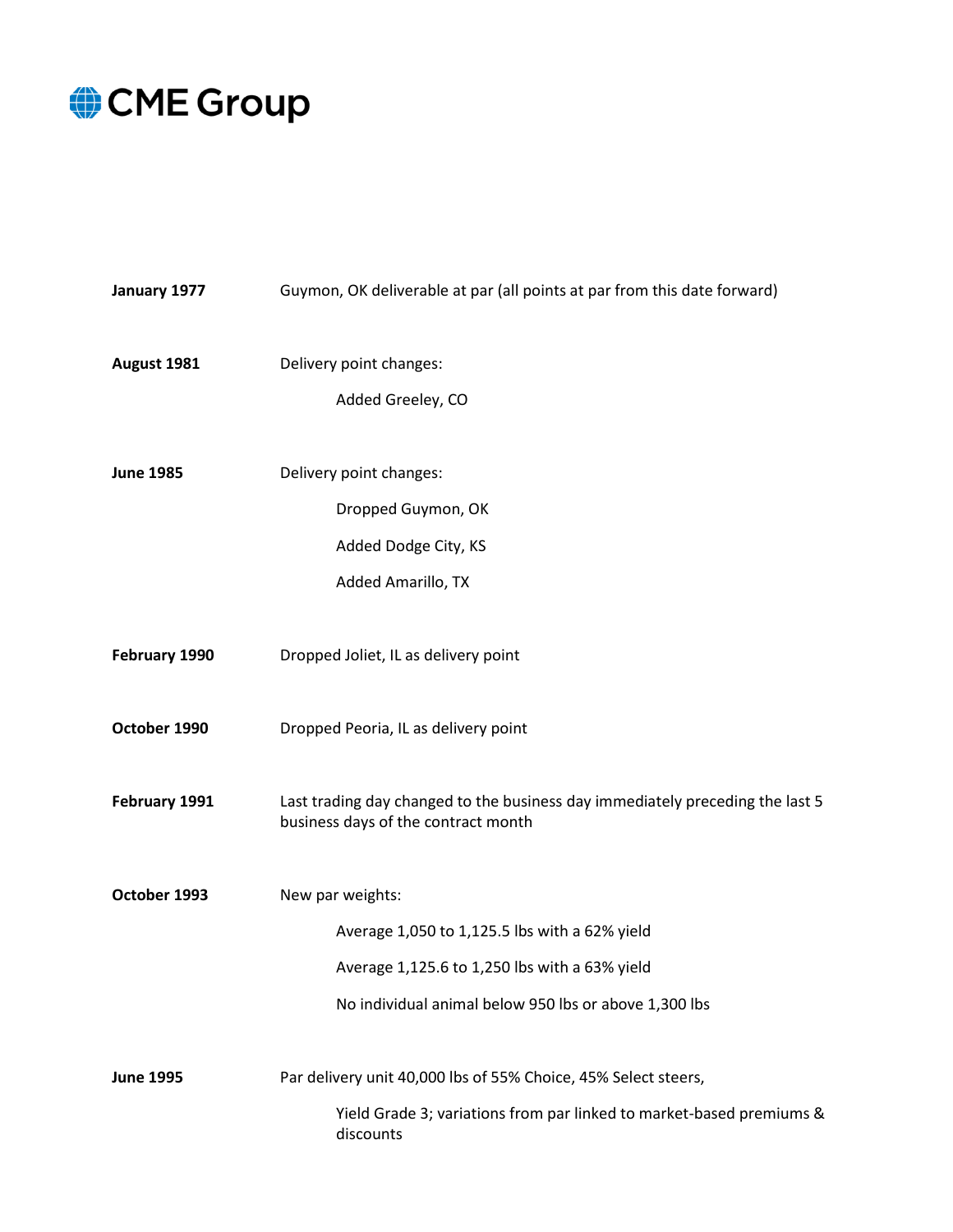**January 1977** Guymon, OK deliverable at par (all points at par from this date forward)

**August 1981** Delivery point changes:

- Added Greeley, CO

**June 1985** Delivery point changes:

- Dropped Guymon, OK
- Added Dodge City, KS
- Added Amarillo, TX

**February 1990** Dropped Joliet, IL as delivery point

**October 1990** Dropped Peoria, IL as delivery point

**February 1991** Last trading day changed to the business day immediately preceding the last 5 business days of the contract month

**October 1993** New par weights:

- Average 1,050 to 1,125.5 lbs with a 62% yield
- Average 1,125.6 to 1,250 lbs with a 63% yield
- No individual animal below 950 lbs or above 1,300 lbs

**June 1995** Par delivery unit 40,000 lbs of 55% Choice, 45% Select steers,

- Yield Grade 3; variations from par linked to market-based premiums & discounts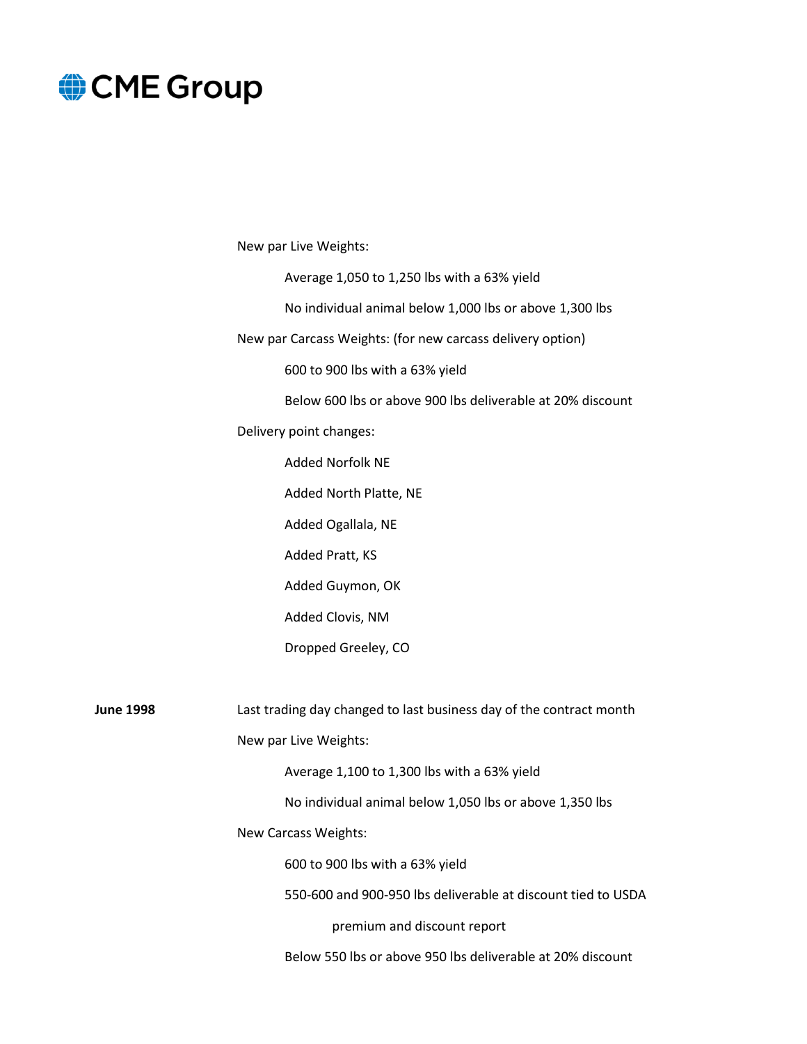New par Live Weights:

- Average 1,050 to 1,250 lbs with a 63% yield
- No individual animal below 1,000 lbs or above 1,300 lbs

New par Carcass Weights: (for new carcass delivery option)

- 600 to 900 lbs with a 63% yield
- Below 600 lbs or above 900 lbs deliverable at 20% discount

Delivery point changes:

- Added Norfolk NE
- Added North Platte, NE
- Added Ogallala, NE
- Added Pratt, KS
- Added Guymon, OK
- Added Clovis, NM
- Dropped Greeley, CO

**June 1998** Last trading day changed to last business day of the contract month

New par Live Weights:

- Average 1,100 to 1,300 lbs with a 63% yield
- No individual animal below 1,050 lbs or above 1,350 lbs

New Carcass Weights:

- 600 to 900 lbs with a 63% yield
- 550-600 and 900-950 lbs deliverable at discount tied to USDA premium and discount report
- Below 550 lbs or above 950 lbs deliverable at 20% discount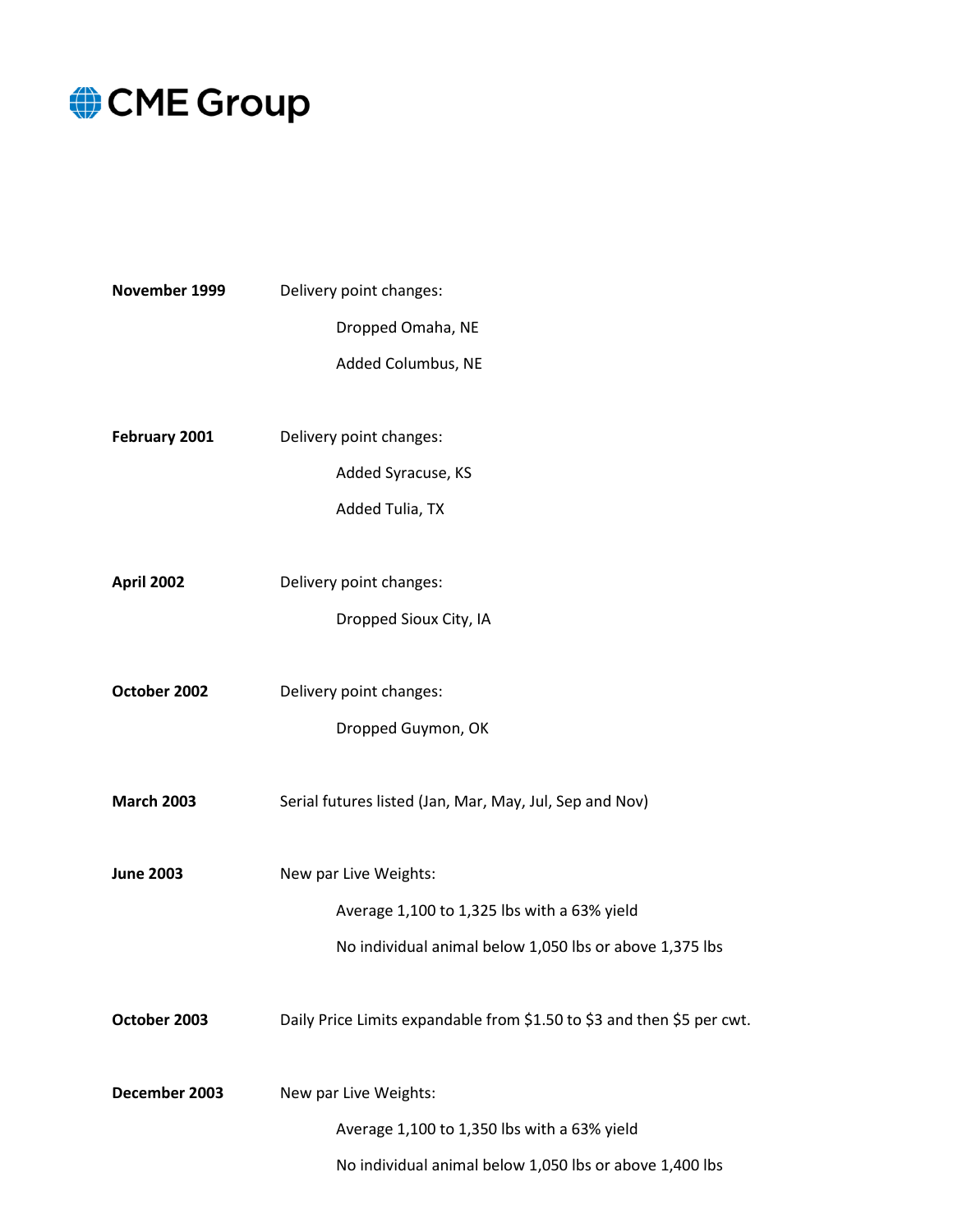**November 1999** Delivery point changes:

- Dropped Omaha, NE
- Added Columbus, NE

**February 2001** Delivery point changes:

- Added Syracuse, KS
- Added Tulia, TX

**April 2002** Delivery point changes:

- Dropped Sioux City, IA

**October 2002** Delivery point changes:

- Dropped Guymon, OK

**March 2003** Serial futures listed (Jan, Mar, May, Jul, Sep and Nov)

**June 2003** New par Live Weights:

- Average 1,100 to 1,325 lbs with a 63% yield
- No individual animal below 1,050 lbs or above 1,375 lbs

**October 2003** Daily Price Limits expandable from $1.50 to $3 and then $5 per cwt.

**December 2003** New par Live Weights:

- Average 1,100 to 1,350 lbs with a 63% yield
- No individual animal below 1,050 lbs or above 1,400 lbs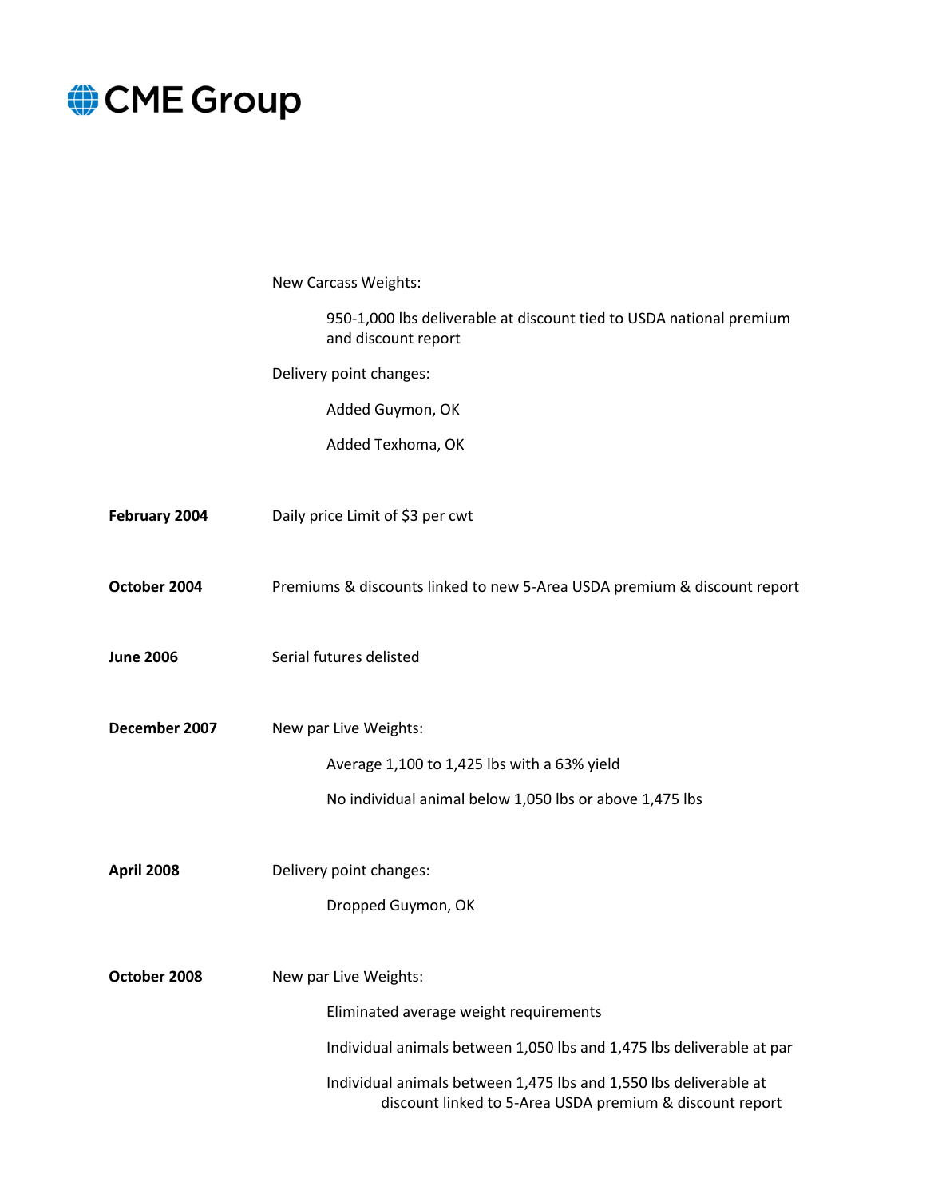New Carcass Weights:

- 950-1,000 lbs deliverable at discount tied to USDA national premium and discount report

Delivery point changes:

- Added Guymon, OK
- Added Texhoma, OK

**February 2004** Daily price Limit of $3 per cwt

**October 2004** Premiums & discounts linked to new 5-Area USDA premium & discount report

**June 2006** Serial futures delisted

**December 2007** New par Live Weights:

- Average 1,100 to 1,425 lbs with a 63% yield
- No individual animal below 1,050 lbs or above 1,475 lbs

**April 2008** Delivery point changes:

- Dropped Guymon, OK

**October 2008** New par Live Weights:

- Eliminated average weight requirements
- Individual animals between 1,050 lbs and 1,475 lbs deliverable at par
- Individual animals between 1,475 lbs and 1,550 lbs deliverable at discount linked to 5-Area USDA premium & discount report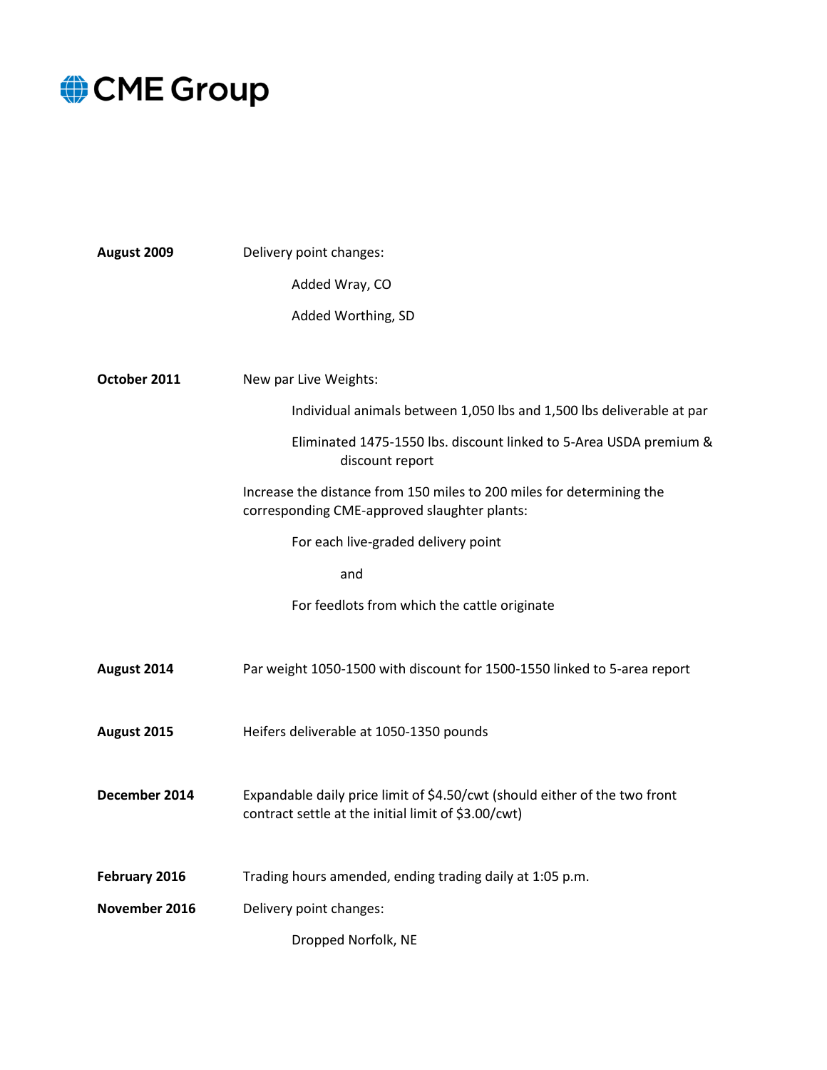| | |
|---|---|
| **August 2009** | Delivery point changes:<br>Added Wray, CO<br>Added Worthing, SD |
| **October 2011** | New par Live Weights:<br>Individual animals between 1,050 lbs and 1,500 lbs deliverable at par<br>Eliminated 1475-1550 lbs. discount linked to 5-Area USDA premium & discount report<br>Increase the distance from 150 miles to 200 miles for determining the corresponding CME-approved slaughter plants:<br>For each live-graded delivery point<br>and<br>For feedlots from which the cattle originate |
| **August 2014** | Par weight 1050-1500 with discount for 1500-1550 linked to 5-area report |
| **August 2015** | Heifers deliverable at 1050-1350 pounds |
| **December 2014** | Expandable daily price limit of $4.50/cwt (should either of the two front contract settle at the initial limit of $3.00/cwt) |
| **February 2016** | Trading hours amended, ending trading daily at 1:05 p.m. |
| **November 2016** | Delivery point changes:<br>Dropped Norfolk, NE |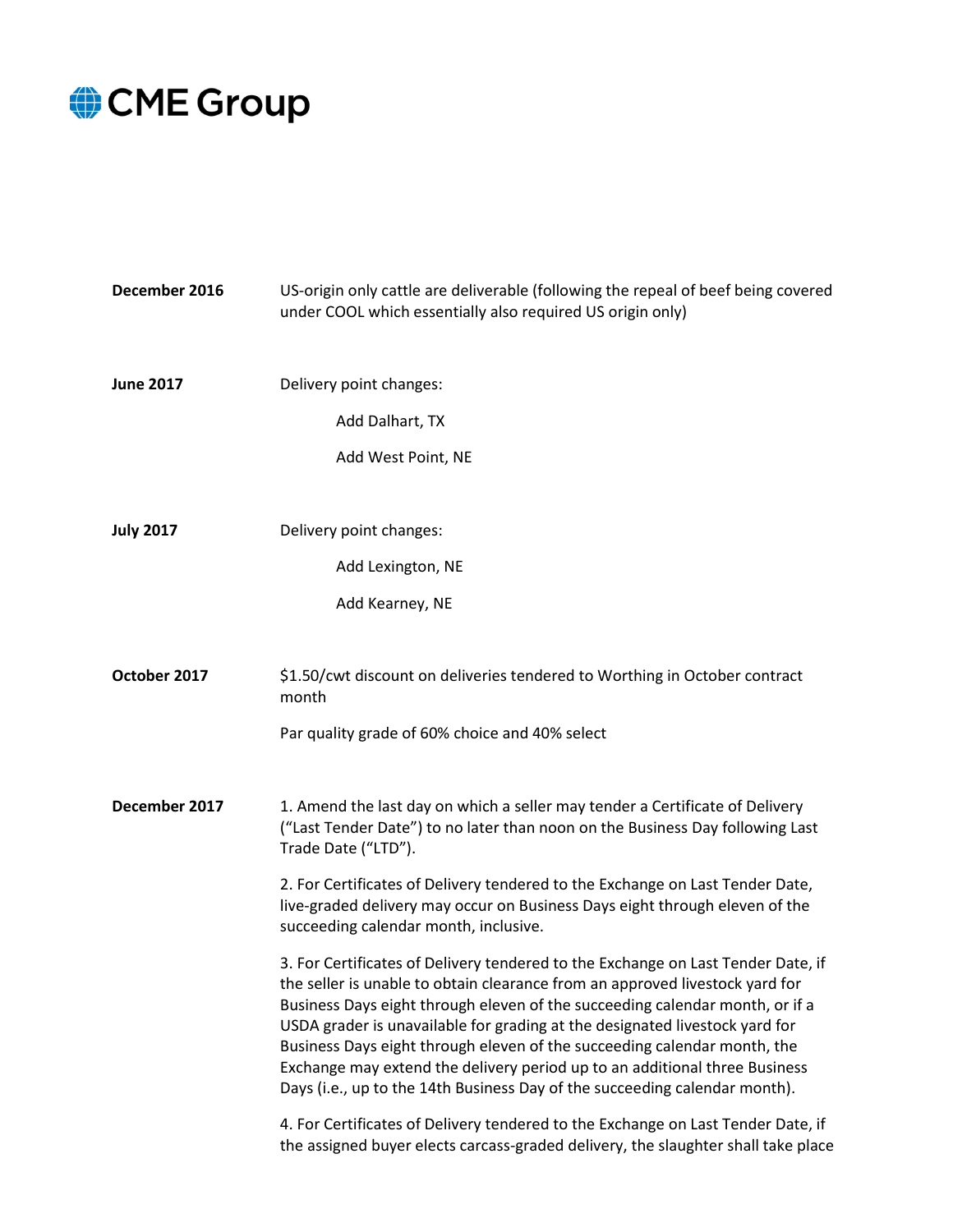| | |
|---|---|
| **December 2016** | US-origin only cattle are deliverable (following the repeal of beef being covered under COOL which essentially also required US origin only) |
| **June 2017** | Delivery point changes:<br><br>Add Dalhart, TX<br><br>Add West Point, NE |
| **July 2017** | Delivery point changes:<br><br>Add Lexington, NE<br><br>Add Kearney, NE |
| **October 2017** | $1.50/cwt discount on deliveries tendered to Worthing in October contract month<br><br>Par quality grade of 60% choice and 40% select |
| **December 2017** | 1. Amend the last day on which a seller may tender a Certificate of Delivery ("Last Tender Date") to no later than noon on the Business Day following Last Trade Date ("LTD").<br><br>2. For Certificates of Delivery tendered to the Exchange on Last Tender Date, live-graded delivery may occur on Business Days eight through eleven of the succeeding calendar month, inclusive.<br><br>3. For Certificates of Delivery tendered to the Exchange on Last Tender Date, if the seller is unable to obtain clearance from an approved livestock yard for Business Days eight through eleven of the succeeding calendar month, or if a USDA grader is unavailable for grading at the designated livestock yard for Business Days eight through eleven of the succeeding calendar month, the Exchange may extend the delivery period up to an additional three Business Days (i.e., up to the 14th Business Day of the succeeding calendar month).<br><br>4. For Certificates of Delivery tendered to the Exchange on Last Tender Date, if the assigned buyer elects carcass-graded delivery, the slaughter shall take place |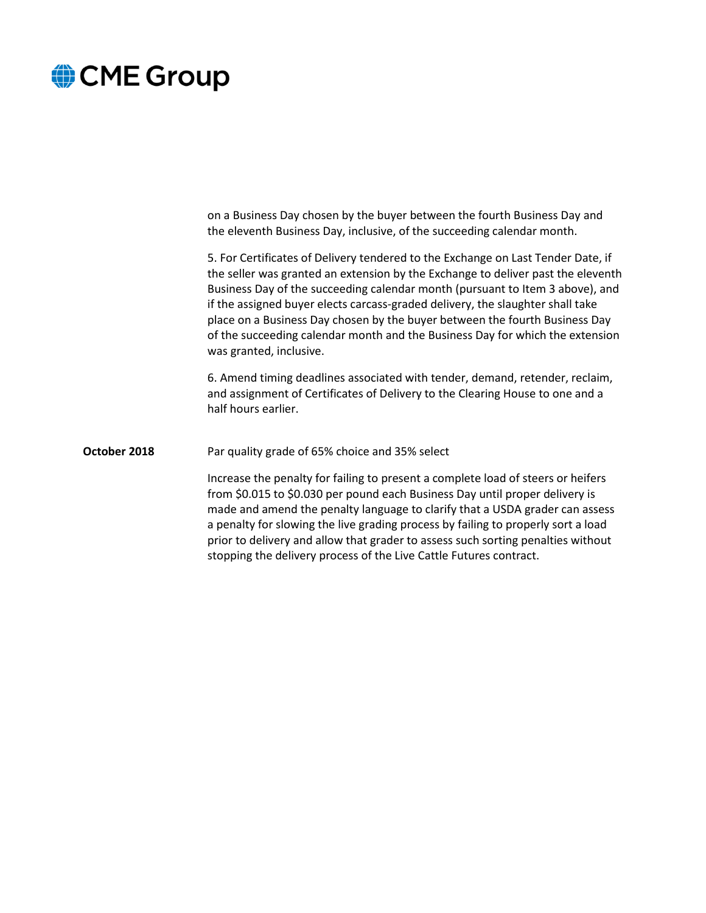on a Business Day chosen by the buyer between the fourth Business Day and the eleventh Business Day, inclusive, of the succeeding calendar month.

5. For Certificates of Delivery tendered to the Exchange on Last Tender Date, if the seller was granted an extension by the Exchange to deliver past the eleventh Business Day of the succeeding calendar month (pursuant to Item 3 above), and if the assigned buyer elects carcass-graded delivery, the slaughter shall take place on a Business Day chosen by the buyer between the fourth Business Day of the succeeding calendar month and the Business Day for which the extension was granted, inclusive.

6. Amend timing deadlines associated with tender, demand, retender, reclaim, and assignment of Certificates of Delivery to the Clearing House to one and a half hours earlier.

**October 2018**

Par quality grade of 65% choice and 35% select

Increase the penalty for failing to present a complete load of steers or heifers from $0.015 to $0.030 per pound each Business Day until proper delivery is made and amend the penalty language to clarify that a USDA grader can assess a penalty for slowing the live grading process by failing to properly sort a load prior to delivery and allow that grader to assess such sorting penalties without stopping the delivery process of the Live Cattle Futures contract.